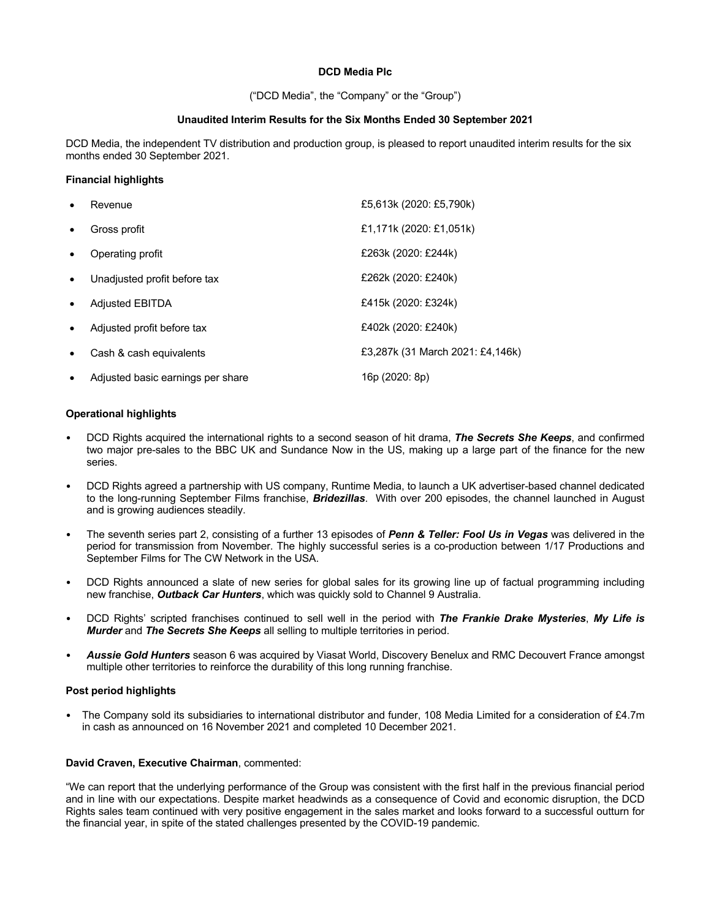**DCD Media Plc**

("DCD Media", the "Company" or the "Group")

**Unaudited Interim Results for the Six Months Ended 30 September 2021**

DCD Media, the independent TV distribution and production group, is pleased to report unaudited interim results for the six months ended 30 September 2021.

**Financial highlights**

- Revenue — £5,613k (2020: £5,790k)
- Gross profit — £1,171k (2020: £1,051k)
- Operating profit — £263k (2020: £244k)
- Unadjusted profit before tax — £262k (2020: £240k)
- Adjusted EBITDA — £415k (2020: £324k)
- Adjusted profit before tax — £402k (2020: £240k)
- Cash & cash equivalents — £3,287k (31 March 2021: £4,146k)
- Adjusted basic earnings per share — 16p (2020: 8p)

**Operational highlights**

- DCD Rights acquired the international rights to a second season of hit drama, ***The Secrets She Keeps***, and confirmed two major pre-sales to the BBC UK and Sundance Now in the US, making up a large part of the finance for the new series.
- DCD Rights agreed a partnership with US company, Runtime Media, to launch a UK advertiser-based channel dedicated to the long-running September Films franchise, ***Bridezillas***. With over 200 episodes, the channel launched in August and is growing audiences steadily.
- The seventh series part 2, consisting of a further 13 episodes of ***Penn & Teller: Fool Us in Vegas*** was delivered in the period for transmission from November. The highly successful series is a co-production between 1/17 Productions and September Films for The CW Network in the USA.
- DCD Rights announced a slate of new series for global sales for its growing line up of factual programming including new franchise, ***Outback Car Hunters***, which was quickly sold to Channel 9 Australia.
- DCD Rights' scripted franchises continued to sell well in the period with ***The Frankie Drake Mysteries***, ***My Life is Murder*** and ***The Secrets She Keeps*** all selling to multiple territories in period.
- ***Aussie Gold Hunters*** season 6 was acquired by Viasat World, Discovery Benelux and RMC Decouvert France amongst multiple other territories to reinforce the durability of this long running franchise.

**Post period highlights**

- The Company sold its subsidiaries to international distributor and funder, 108 Media Limited for a consideration of £4.7m in cash as announced on 16 November 2021 and completed 10 December 2021.

**David Craven, Executive Chairman**, commented:

"We can report that the underlying performance of the Group was consistent with the first half in the previous financial period and in line with our expectations. Despite market headwinds as a consequence of Covid and economic disruption, the DCD Rights sales team continued with very positive engagement in the sales market and looks forward to a successful outturn for the financial year, in spite of the stated challenges presented by the COVID-19 pandemic.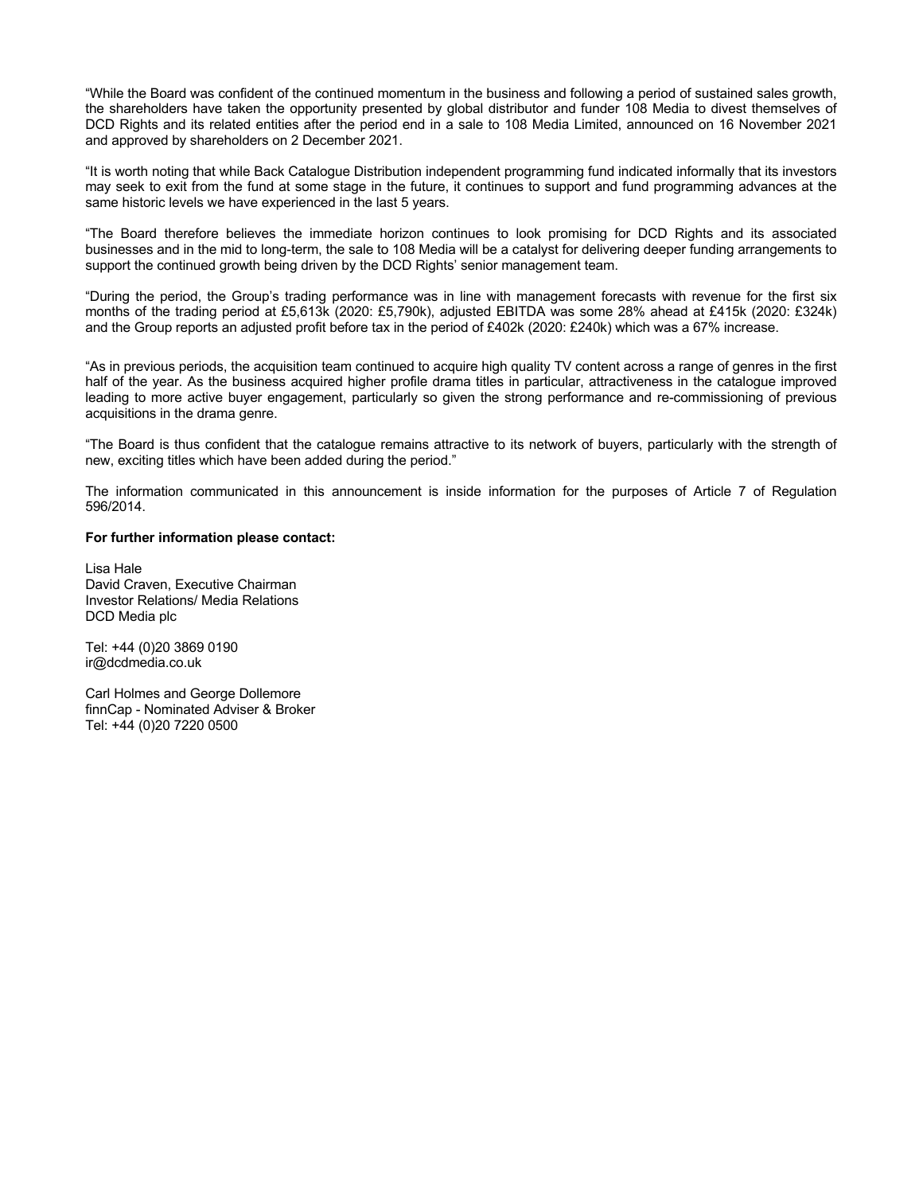"While the Board was confident of the continued momentum in the business and following a period of sustained sales growth, the shareholders have taken the opportunity presented by global distributor and funder 108 Media to divest themselves of DCD Rights and its related entities after the period end in a sale to 108 Media Limited, announced on 16 November 2021 and approved by shareholders on 2 December 2021.

"It is worth noting that while Back Catalogue Distribution independent programming fund indicated informally that its investors may seek to exit from the fund at some stage in the future, it continues to support and fund programming advances at the same historic levels we have experienced in the last 5 years.

"The Board therefore believes the immediate horizon continues to look promising for DCD Rights and its associated businesses and in the mid to long-term, the sale to 108 Media will be a catalyst for delivering deeper funding arrangements to support the continued growth being driven by the DCD Rights' senior management team.

"During the period, the Group's trading performance was in line with management forecasts with revenue for the first six months of the trading period at £5,613k (2020: £5,790k), adjusted EBITDA was some 28% ahead at £415k (2020: £324k) and the Group reports an adjusted profit before tax in the period of £402k (2020: £240k) which was a 67% increase.

"As in previous periods, the acquisition team continued to acquire high quality TV content across a range of genres in the first half of the year. As the business acquired higher profile drama titles in particular, attractiveness in the catalogue improved leading to more active buyer engagement, particularly so given the strong performance and re-commissioning of previous acquisitions in the drama genre.

"The Board is thus confident that the catalogue remains attractive to its network of buyers, particularly with the strength of new, exciting titles which have been added during the period."

The information communicated in this announcement is inside information for the purposes of Article 7 of Regulation 596/2014.

**For further information please contact:**

Lisa Hale
David Craven, Executive Chairman
Investor Relations/ Media Relations
DCD Media plc

Tel: +44 (0)20 3869 0190
ir@dcdmedia.co.uk

Carl Holmes and George Dollemore
finnCap - Nominated Adviser & Broker
Tel: +44 (0)20 7220 0500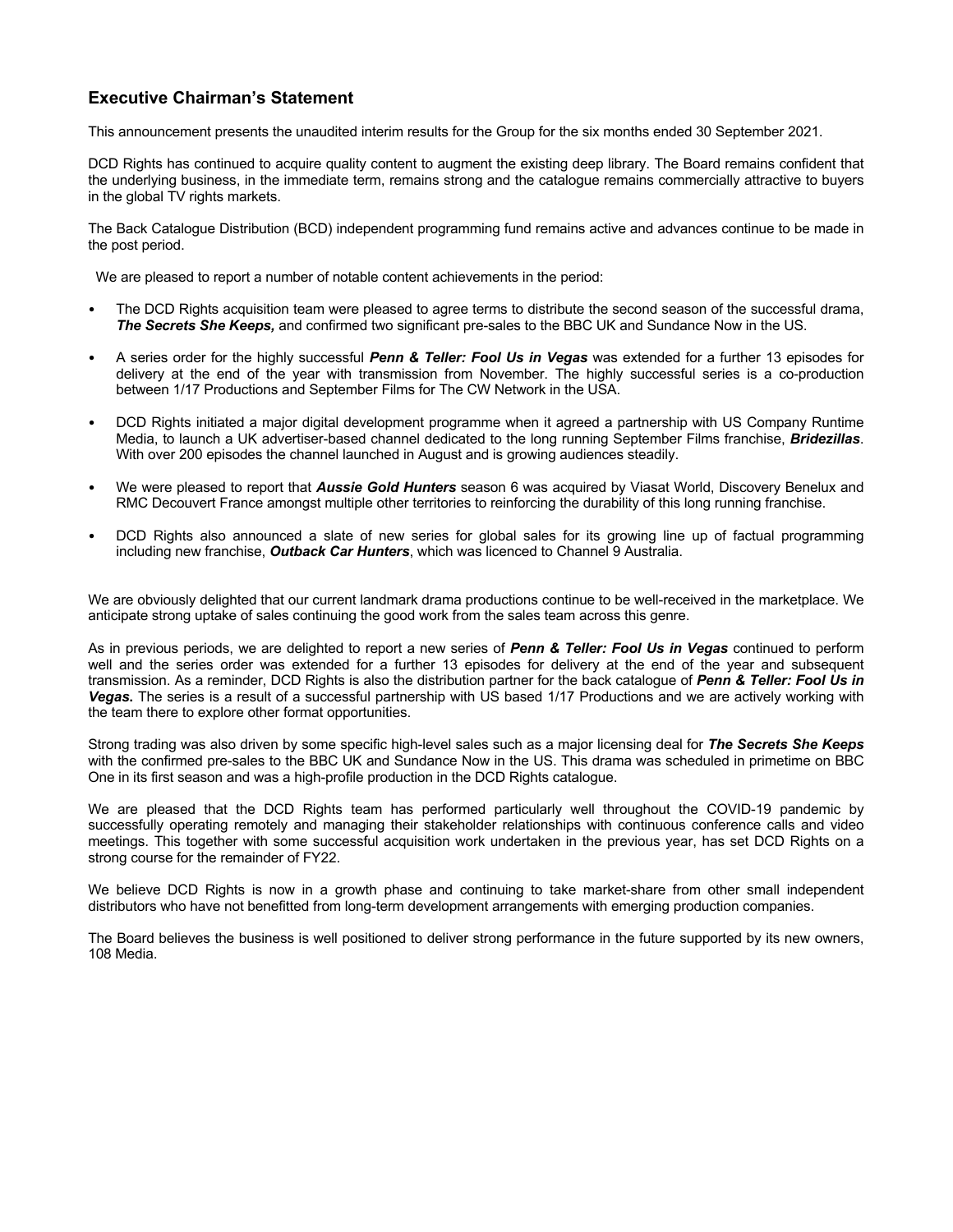## Executive Chairman's Statement

This announcement presents the unaudited interim results for the Group for the six months ended 30 September 2021.

DCD Rights has continued to acquire quality content to augment the existing deep library. The Board remains confident that the underlying business, in the immediate term, remains strong and the catalogue remains commercially attractive to buyers in the global TV rights markets.

The Back Catalogue Distribution (BCD) independent programming fund remains active and advances continue to be made in the post period.

We are pleased to report a number of notable content achievements in the period:

- The DCD Rights acquisition team were pleased to agree terms to distribute the second season of the successful drama, ***The Secrets She Keeps,*** and confirmed two significant pre-sales to the BBC UK and Sundance Now in the US.
- A series order for the highly successful ***Penn & Teller: Fool Us in Vegas*** was extended for a further 13 episodes for delivery at the end of the year with transmission from November. The highly successful series is a co-production between 1/17 Productions and September Films for The CW Network in the USA.
- DCD Rights initiated a major digital development programme when it agreed a partnership with US Company Runtime Media, to launch a UK advertiser-based channel dedicated to the long running September Films franchise, ***Bridezillas***. With over 200 episodes the channel launched in August and is growing audiences steadily.
- We were pleased to report that ***Aussie Gold Hunters*** season 6 was acquired by Viasat World, Discovery Benelux and RMC Decouvert France amongst multiple other territories to reinforcing the durability of this long running franchise.
- DCD Rights also announced a slate of new series for global sales for its growing line up of factual programming including new franchise, ***Outback Car Hunters***, which was licenced to Channel 9 Australia.

We are obviously delighted that our current landmark drama productions continue to be well-received in the marketplace. We anticipate strong uptake of sales continuing the good work from the sales team across this genre.

As in previous periods, we are delighted to report a new series of ***Penn & Teller: Fool Us in Vegas*** continued to perform well and the series order was extended for a further 13 episodes for delivery at the end of the year and subsequent transmission. As a reminder, DCD Rights is also the distribution partner for the back catalogue of ***Penn & Teller: Fool Us in Vegas*****.** The series is a result of a successful partnership with US based 1/17 Productions and we are actively working with the team there to explore other format opportunities.

Strong trading was also driven by some specific high-level sales such as a major licensing deal for ***The Secrets She Keeps*** with the confirmed pre-sales to the BBC UK and Sundance Now in the US. This drama was scheduled in primetime on BBC One in its first season and was a high-profile production in the DCD Rights catalogue.

We are pleased that the DCD Rights team has performed particularly well throughout the COVID-19 pandemic by successfully operating remotely and managing their stakeholder relationships with continuous conference calls and video meetings. This together with some successful acquisition work undertaken in the previous year, has set DCD Rights on a strong course for the remainder of FY22.

We believe DCD Rights is now in a growth phase and continuing to take market-share from other small independent distributors who have not benefitted from long-term development arrangements with emerging production companies.

The Board believes the business is well positioned to deliver strong performance in the future supported by its new owners, 108 Media.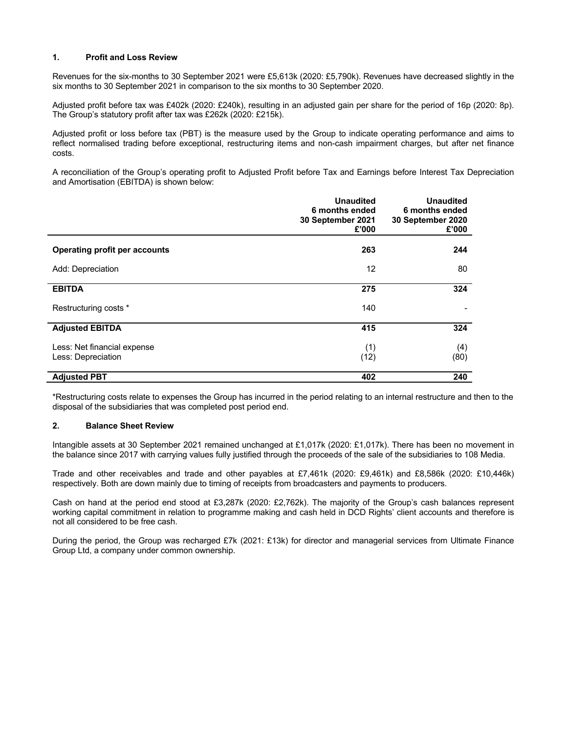## 1. Profit and Loss Review

Revenues for the six-months to 30 September 2021 were £5,613k (2020: £5,790k). Revenues have decreased slightly in the six months to 30 September 2021 in comparison to the six months to 30 September 2020.

Adjusted profit before tax was £402k (2020: £240k), resulting in an adjusted gain per share for the period of 16p (2020: 8p). The Group's statutory profit after tax was £262k (2020: £215k).

Adjusted profit or loss before tax (PBT) is the measure used by the Group to indicate operating performance and aims to reflect normalised trading before exceptional, restructuring items and non-cash impairment charges, but after net finance costs.

A reconciliation of the Group's operating profit to Adjusted Profit before Tax and Earnings before Interest Tax Depreciation and Amortisation (EBITDA) is shown below:

| | Unaudited 6 months ended 30 September 2021 £'000 | Unaudited 6 months ended 30 September 2020 £'000 |
|---|---|---|
| **Operating profit per accounts** | **263** | **244** |
| Add: Depreciation | 12 | 80 |
| **EBITDA** | **275** | **324** |
| Restructuring costs * | 140 | - |
| **Adjusted EBITDA** | **415** | **324** |
| Less: Net financial expense | (1) | (4) |
| Less: Depreciation | (12) | (80) |
| **Adjusted PBT** | **402** | **240** |

*Restructuring costs relate to expenses the Group has incurred in the period relating to an internal restructure and then to the disposal of the subsidiaries that was completed post period end.

## 2. Balance Sheet Review

Intangible assets at 30 September 2021 remained unchanged at £1,017k (2020: £1,017k). There has been no movement in the balance since 2017 with carrying values fully justified through the proceeds of the sale of the subsidiaries to 108 Media.

Trade and other receivables and trade and other payables at £7,461k (2020: £9,461k) and £8,586k (2020: £10,446k) respectively. Both are down mainly due to timing of receipts from broadcasters and payments to producers.

Cash on hand at the period end stood at £3,287k (2020: £2,762k). The majority of the Group's cash balances represent working capital commitment in relation to programme making and cash held in DCD Rights' client accounts and therefore is not all considered to be free cash.

During the period, the Group was recharged £7k (2021: £13k) for director and managerial services from Ultimate Finance Group Ltd, a company under common ownership.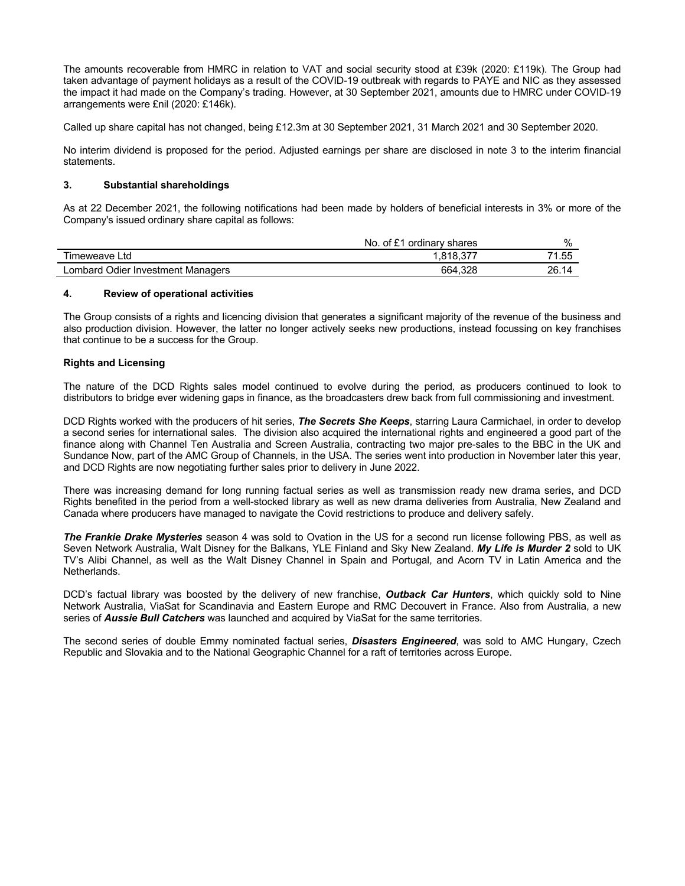The amounts recoverable from HMRC in relation to VAT and social security stood at £39k (2020: £119k). The Group had taken advantage of payment holidays as a result of the COVID-19 outbreak with regards to PAYE and NIC as they assessed the impact it had made on the Company's trading. However, at 30 September 2021, amounts due to HMRC under COVID-19 arrangements were £nil (2020: £146k).

Called up share capital has not changed, being £12.3m at 30 September 2021, 31 March 2021 and 30 September 2020.

No interim dividend is proposed for the period. Adjusted earnings per share are disclosed in note 3 to the interim financial statements.

## 3. Substantial shareholdings

As at 22 December 2021, the following notifications had been made by holders of beneficial interests in 3% or more of the Company's issued ordinary share capital as follows:

| | No. of £1 ordinary shares | % |
|---|---|---|
| Timeweave Ltd | 1,818,377 | 71.55 |
| Lombard Odier Investment Managers | 664,328 | 26.14 |

## 4. Review of operational activities

The Group consists of a rights and licencing division that generates a significant majority of the revenue of the business and also production division. However, the latter no longer actively seeks new productions, instead focussing on key franchises that continue to be a success for the Group.

### Rights and Licensing

The nature of the DCD Rights sales model continued to evolve during the period, as producers continued to look to distributors to bridge ever widening gaps in finance, as the broadcasters drew back from full commissioning and investment.

DCD Rights worked with the producers of hit series, ***The Secrets She Keeps***, starring Laura Carmichael, in order to develop a second series for international sales. The division also acquired the international rights and engineered a good part of the finance along with Channel Ten Australia and Screen Australia, contracting two major pre-sales to the BBC in the UK and Sundance Now, part of the AMC Group of Channels, in the USA. The series went into production in November later this year, and DCD Rights are now negotiating further sales prior to delivery in June 2022.

There was increasing demand for long running factual series as well as transmission ready new drama series, and DCD Rights benefited in the period from a well-stocked library as well as new drama deliveries from Australia, New Zealand and Canada where producers have managed to navigate the Covid restrictions to produce and delivery safely.

***The Frankie Drake Mysteries*** season 4 was sold to Ovation in the US for a second run license following PBS, as well as Seven Network Australia, Walt Disney for the Balkans, YLE Finland and Sky New Zealand. ***My Life is Murder 2*** sold to UK TV's Alibi Channel, as well as the Walt Disney Channel in Spain and Portugal, and Acorn TV in Latin America and the Netherlands.

DCD's factual library was boosted by the delivery of new franchise, ***Outback Car Hunters***, which quickly sold to Nine Network Australia, ViaSat for Scandinavia and Eastern Europe and RMC Decouvert in France. Also from Australia, a new series of ***Aussie Bull Catchers*** was launched and acquired by ViaSat for the same territories.

The second series of double Emmy nominated factual series, ***Disasters Engineered***, was sold to AMC Hungary, Czech Republic and Slovakia and to the National Geographic Channel for a raft of territories across Europe.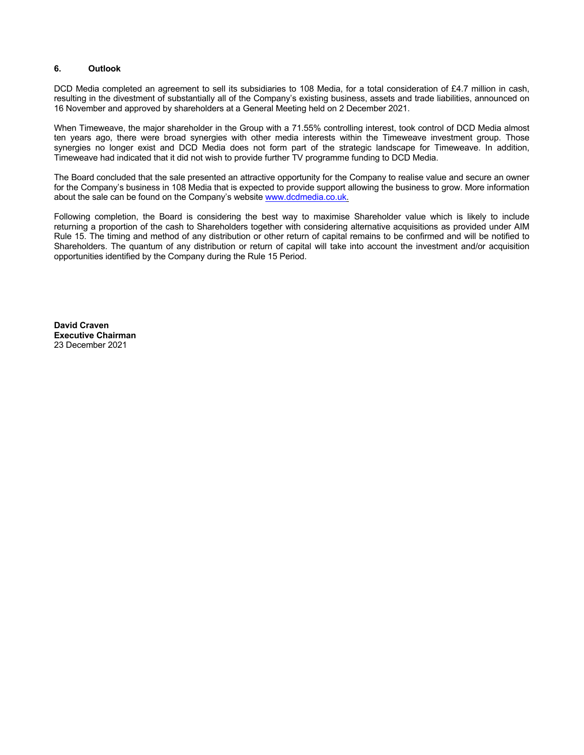## 6. Outlook

DCD Media completed an agreement to sell its subsidiaries to 108 Media, for a total consideration of £4.7 million in cash, resulting in the divestment of substantially all of the Company's existing business, assets and trade liabilities, announced on 16 November and approved by shareholders at a General Meeting held on 2 December 2021.

When Timeweave, the major shareholder in the Group with a 71.55% controlling interest, took control of DCD Media almost ten years ago, there were broad synergies with other media interests within the Timeweave investment group. Those synergies no longer exist and DCD Media does not form part of the strategic landscape for Timeweave. In addition, Timeweave had indicated that it did not wish to provide further TV programme funding to DCD Media.

The Board concluded that the sale presented an attractive opportunity for the Company to realise value and secure an owner for the Company's business in 108 Media that is expected to provide support allowing the business to grow. More information about the sale can be found on the Company's website [www.dcdmedia.co.uk.](http://www.dcdmedia.co.uk)

Following completion, the Board is considering the best way to maximise Shareholder value which is likely to include returning a proportion of the cash to Shareholders together with considering alternative acquisitions as provided under AIM Rule 15. The timing and method of any distribution or other return of capital remains to be confirmed and will be notified to Shareholders. The quantum of any distribution or return of capital will take into account the investment and/or acquisition opportunities identified by the Company during the Rule 15 Period.

**David Craven**
**Executive Chairman**
23 December 2021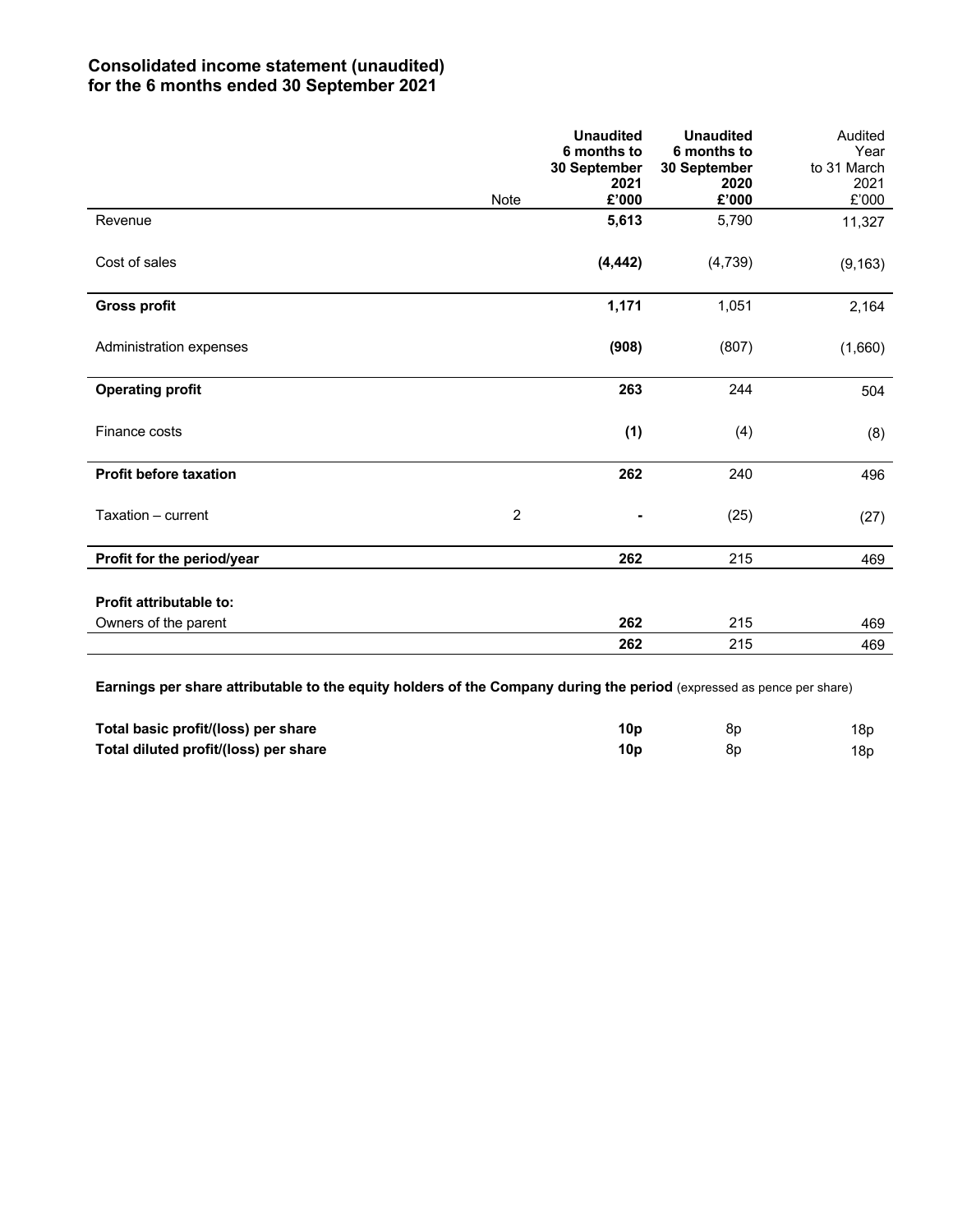## Consolidated income statement (unaudited)
## for the 6 months ended 30 September 2021

| | Note | **Unaudited 6 months to 30 September 2021 £'000** | **Unaudited 6 months to 30 September 2020 £'000** | Audited Year to 31 March 2021 £'000 |
|---|---|---|---|---|
| Revenue | | **5,613** | 5,790 | 11,327 |
| Cost of sales | | **(4,442)** | (4,739) | (9,163) |
| **Gross profit** | | **1,171** | 1,051 | 2,164 |
| Administration expenses | | **(908)** | (807) | (1,660) |
| **Operating profit** | | **263** | 244 | 504 |
| Finance costs | | **(1)** | (4) | (8) |
| **Profit before taxation** | | **262** | 240 | 496 |
| Taxation – current | 2 | **-** | (25) | (27) |
| **Profit for the period/year** | | **262** | 215 | 469 |
| | | | | |
| **Profit attributable to:** | | | | |
| Owners of the parent | | **262** | 215 | 469 |
| | | **262** | 215 | 469 |

**Earnings per share attributable to the equity holders of the Company during the period** (expressed as pence per share)

| | | | | |
|---|---|---|---|---|
| **Total basic profit/(loss) per share** | | **10p** | 8p | 18p |
| **Total diluted profit/(loss) per share** | | **10p** | 8p | 18p |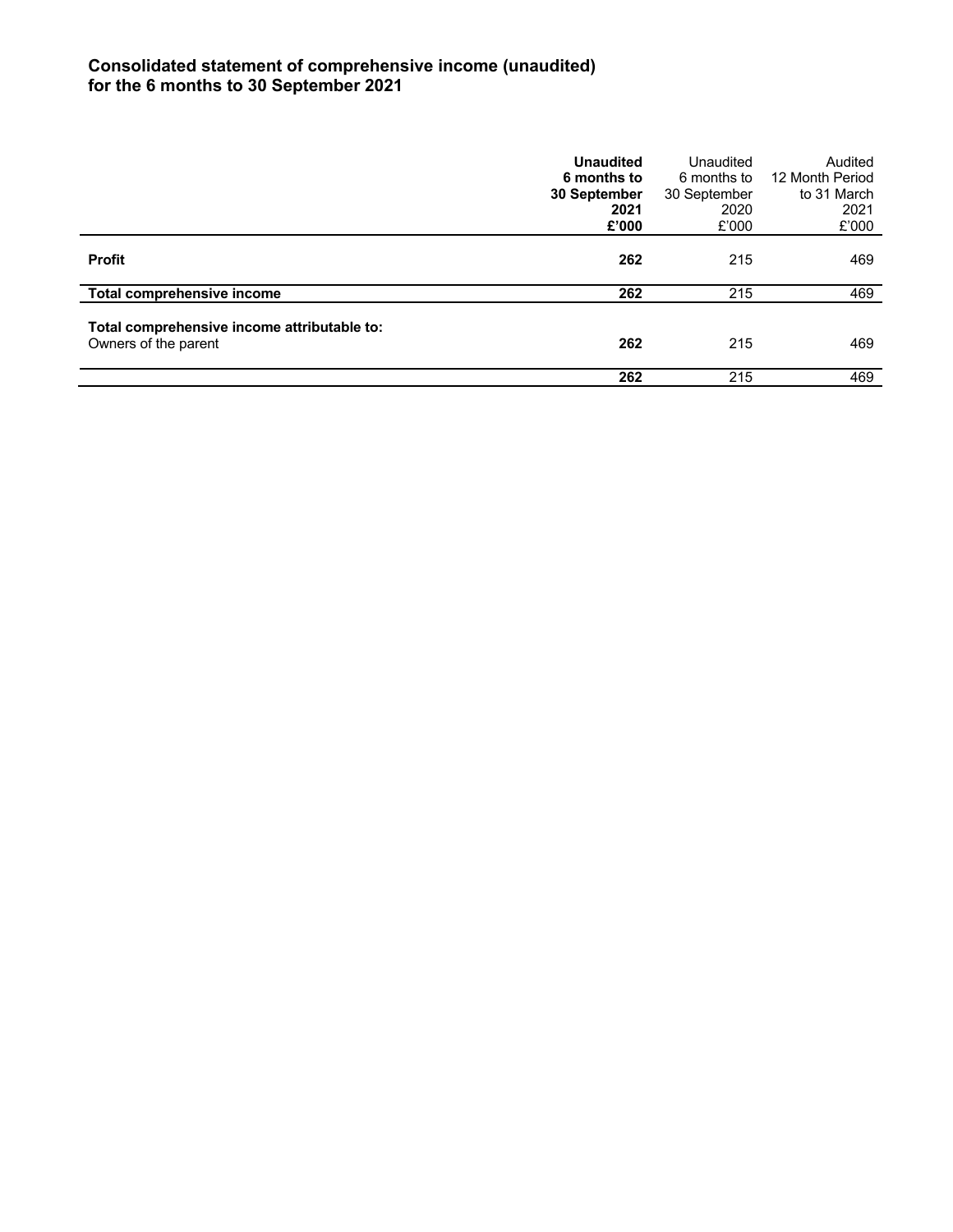## Consolidated statement of comprehensive income (unaudited)
## for the 6 months to 30 September 2021

| | **Unaudited 6 months to 30 September 2021 £'000** | Unaudited 6 months to 30 September 2020 £'000 | Audited 12 Month Period to 31 March 2021 £'000 |
|---|---|---|---|
| **Profit** | **262** | 215 | 469 |
| **Total comprehensive income** | **262** | 215 | 469 |
| **Total comprehensive income attributable to:** | | | |
| Owners of the parent | **262** | 215 | 469 |
| | **262** | 215 | 469 |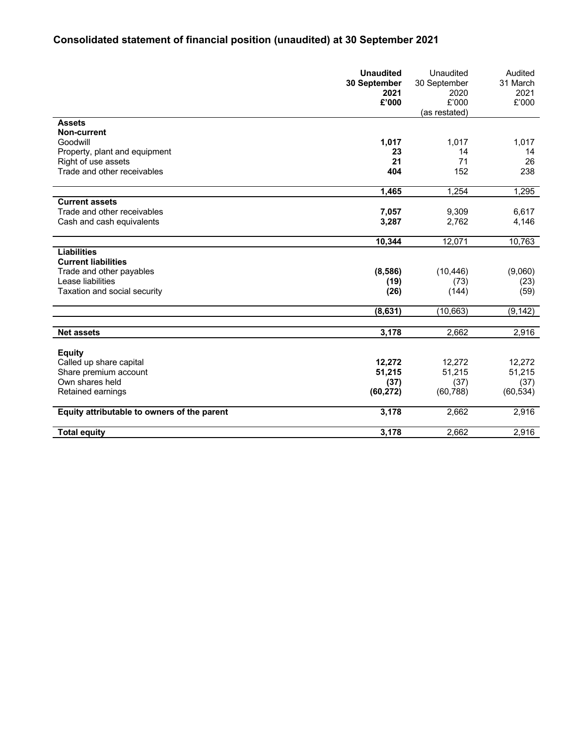## Consolidated statement of financial position (unaudited) at 30 September 2021

| | **Unaudited 30 September 2021 £'000** | Unaudited 30 September 2020 £'000 (as restated) | Audited 31 March 2021 £'000 |
|---|---|---|---|
| **Assets** | | | |
| **Non-current** | | | |
| Goodwill | **1,017** | 1,017 | 1,017 |
| Property, plant and equipment | **23** | 14 | 14 |
| Right of use assets | **21** | 71 | 26 |
| Trade and other receivables | **404** | 152 | 238 |
| | **1,465** | 1,254 | 1,295 |
| **Current assets** | | | |
| Trade and other receivables | **7,057** | 9,309 | 6,617 |
| Cash and cash equivalents | **3,287** | 2,762 | 4,146 |
| | **10,344** | 12,071 | 10,763 |
| **Liabilities** | | | |
| **Current liabilities** | | | |
| Trade and other payables | **(8,586)** | (10,446) | (9,060) |
| Lease liabilities | **(19)** | (73) | (23) |
| Taxation and social security | **(26)** | (144) | (59) |
| | **(8,631)** | (10,663) | (9,142) |
| **Net assets** | **3,178** | 2,662 | 2,916 |
| **Equity** | | | |
| Called up share capital | **12,272** | 12,272 | 12,272 |
| Share premium account | **51,215** | 51,215 | 51,215 |
| Own shares held | **(37)** | (37) | (37) |
| Retained earnings | **(60,272)** | (60,788) | (60,534) |
| **Equity attributable to owners of the parent** | **3,178** | 2,662 | 2,916 |
| **Total equity** | **3,178** | 2,662 | 2,916 |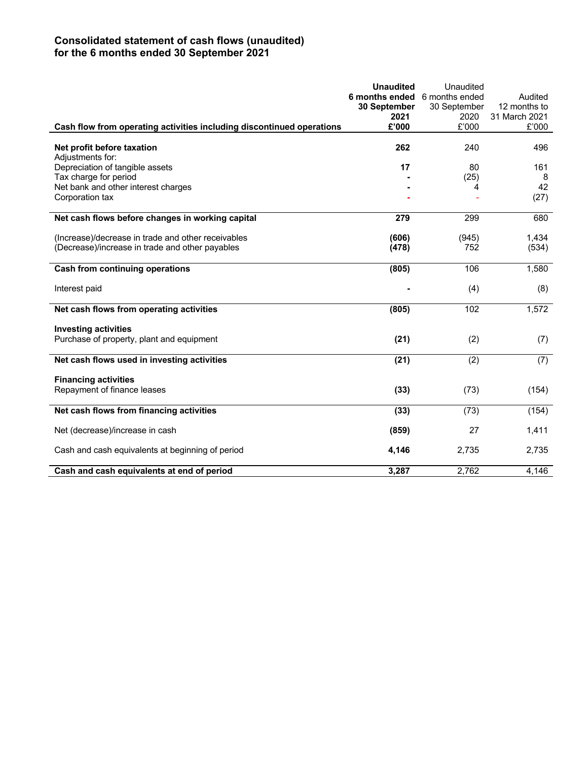## Consolidated statement of cash flows (unaudited)
## for the 6 months ended 30 September 2021

| Cash flow from operating activities including discontinued operations | **Unaudited 6 months ended 30 September 2021 £'000** | Unaudited 6 months ended 30 September 2020 £'000 | Audited 12 months to 31 March 2021 £'000 |
|---|---|---|---|
| **Net profit before taxation** | **262** | 240 | 496 |
| Adjustments for: | | | |
| Depreciation of tangible assets | **17** | 80 | 161 |
| Tax charge for period | **-** | (25) | 8 |
| Net bank and other interest charges | **-** | 4 | 42 |
| Corporation tax | **-** | - | (27) |
| **Net cash flows before changes in working capital** | **279** | 299 | 680 |
| (Increase)/decrease in trade and other receivables | **(606)** | (945) | 1,434 |
| (Decrease)/increase in trade and other payables | **(478)** | 752 | (534) |
| **Cash from continuing operations** | **(805)** | 106 | 1,580 |
| Interest paid | **-** | (4) | (8) |
| **Net cash flows from operating activities** | **(805)** | 102 | 1,572 |
| **Investing activities** | | | |
| Purchase of property, plant and equipment | **(21)** | (2) | (7) |
| **Net cash flows used in investing activities** | **(21)** | (2) | (7) |
| **Financing activities** | | | |
| Repayment of finance leases | **(33)** | (73) | (154) |
| **Net cash flows from financing activities** | **(33)** | (73) | (154) |
| Net (decrease)/increase in cash | **(859)** | 27 | 1,411 |
| Cash and cash equivalents at beginning of period | **4,146** | 2,735 | 2,735 |
| **Cash and cash equivalents at end of period** | **3,287** | 2,762 | 4,146 |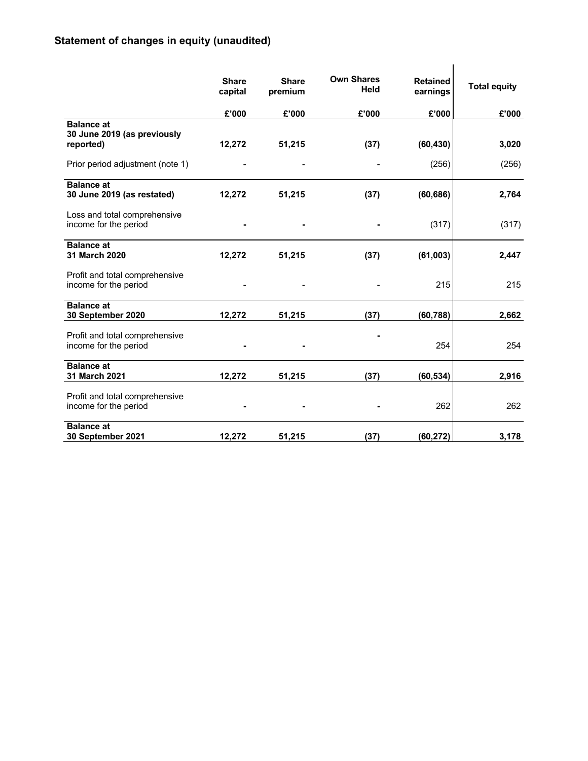## Statement of changes in equity (unaudited)

| | Share capital | Share premium | Own Shares Held | Retained earnings | Total equity |
|---|---|---|---|---|---|
| | £'000 | £'000 | £'000 | £'000 | £'000 |
| **Balance at 30 June 2019 (as previously reported)** | **12,272** | **51,215** | **(37)** | **(60,430)** | **3,020** |
| Prior period adjustment (note 1) | - | - | - | (256) | (256) |
| **Balance at 30 June 2019 (as restated)** | **12,272** | **51,215** | **(37)** | **(60,686)** | **2,764** |
| Loss and total comprehensive income for the period | - | - | - | (317) | (317) |
| **Balance at 31 March 2020** | **12,272** | **51,215** | **(37)** | **(61,003)** | **2,447** |
| Profit and total comprehensive income for the period | - | - | - | 215 | 215 |
| **Balance at 30 September 2020** | **12,272** | **51,215** | **(37)** | **(60,788)** | **2,662** |
| Profit and total comprehensive income for the period | - | - | - | 254 | 254 |
| **Balance at 31 March 2021** | **12,272** | **51,215** | **(37)** | **(60,534)** | **2,916** |
| Profit and total comprehensive income for the period | - | - | - | 262 | 262 |
| **Balance at 30 September 2021** | **12,272** | **51,215** | **(37)** | **(60,272)** | **3,178** |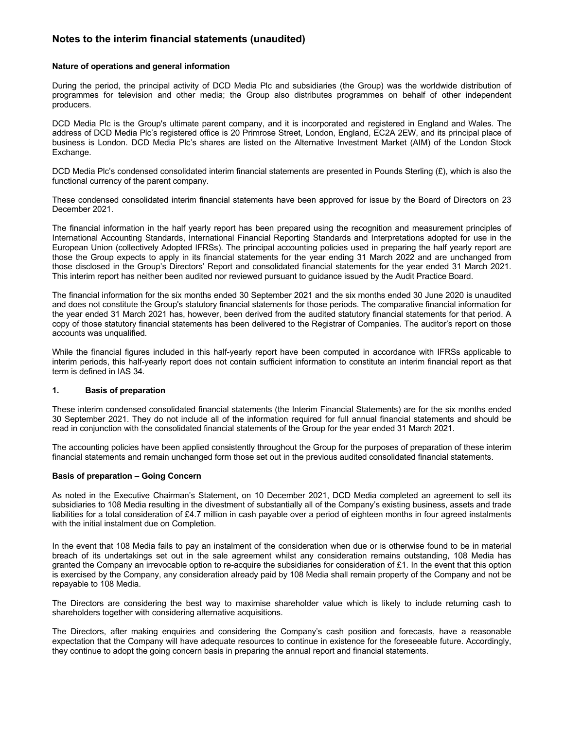# Notes to the interim financial statements (unaudited)

**Nature of operations and general information**

During the period, the principal activity of DCD Media Plc and subsidiaries (the Group) was the worldwide distribution of programmes for television and other media; the Group also distributes programmes on behalf of other independent producers.

DCD Media Plc is the Group's ultimate parent company, and it is incorporated and registered in England and Wales. The address of DCD Media Plc's registered office is 20 Primrose Street, London, England, EC2A 2EW, and its principal place of business is London. DCD Media Plc's shares are listed on the Alternative Investment Market (AIM) of the London Stock Exchange.

DCD Media Plc's condensed consolidated interim financial statements are presented in Pounds Sterling (£), which is also the functional currency of the parent company.

These condensed consolidated interim financial statements have been approved for issue by the Board of Directors on 23 December 2021.

The financial information in the half yearly report has been prepared using the recognition and measurement principles of International Accounting Standards, International Financial Reporting Standards and Interpretations adopted for use in the European Union (collectively Adopted IFRSs). The principal accounting policies used in preparing the half yearly report are those the Group expects to apply in its financial statements for the year ending 31 March 2022 and are unchanged from those disclosed in the Group's Directors' Report and consolidated financial statements for the year ended 31 March 2021. This interim report has neither been audited nor reviewed pursuant to guidance issued by the Audit Practice Board.

The financial information for the six months ended 30 September 2021 and the six months ended 30 June 2020 is unaudited and does not constitute the Group's statutory financial statements for those periods. The comparative financial information for the year ended 31 March 2021 has, however, been derived from the audited statutory financial statements for that period. A copy of those statutory financial statements has been delivered to the Registrar of Companies. The auditor's report on those accounts was unqualified.

While the financial figures included in this half-yearly report have been computed in accordance with IFRSs applicable to interim periods, this half-yearly report does not contain sufficient information to constitute an interim financial report as that term is defined in IAS 34.

## 1. Basis of preparation

These interim condensed consolidated financial statements (the Interim Financial Statements) are for the six months ended 30 September 2021. They do not include all of the information required for full annual financial statements and should be read in conjunction with the consolidated financial statements of the Group for the year ended 31 March 2021.

The accounting policies have been applied consistently throughout the Group for the purposes of preparation of these interim financial statements and remain unchanged form those set out in the previous audited consolidated financial statements.

**Basis of preparation – Going Concern**

As noted in the Executive Chairman's Statement, on 10 December 2021, DCD Media completed an agreement to sell its subsidiaries to 108 Media resulting in the divestment of substantially all of the Company's existing business, assets and trade liabilities for a total consideration of £4.7 million in cash payable over a period of eighteen months in four agreed instalments with the initial instalment due on Completion.

In the event that 108 Media fails to pay an instalment of the consideration when due or is otherwise found to be in material breach of its undertakings set out in the sale agreement whilst any consideration remains outstanding, 108 Media has granted the Company an irrevocable option to re-acquire the subsidiaries for consideration of £1. In the event that this option is exercised by the Company, any consideration already paid by 108 Media shall remain property of the Company and not be repayable to 108 Media.

The Directors are considering the best way to maximise shareholder value which is likely to include returning cash to shareholders together with considering alternative acquisitions.

The Directors, after making enquiries and considering the Company's cash position and forecasts, have a reasonable expectation that the Company will have adequate resources to continue in existence for the foreseeable future. Accordingly, they continue to adopt the going concern basis in preparing the annual report and financial statements.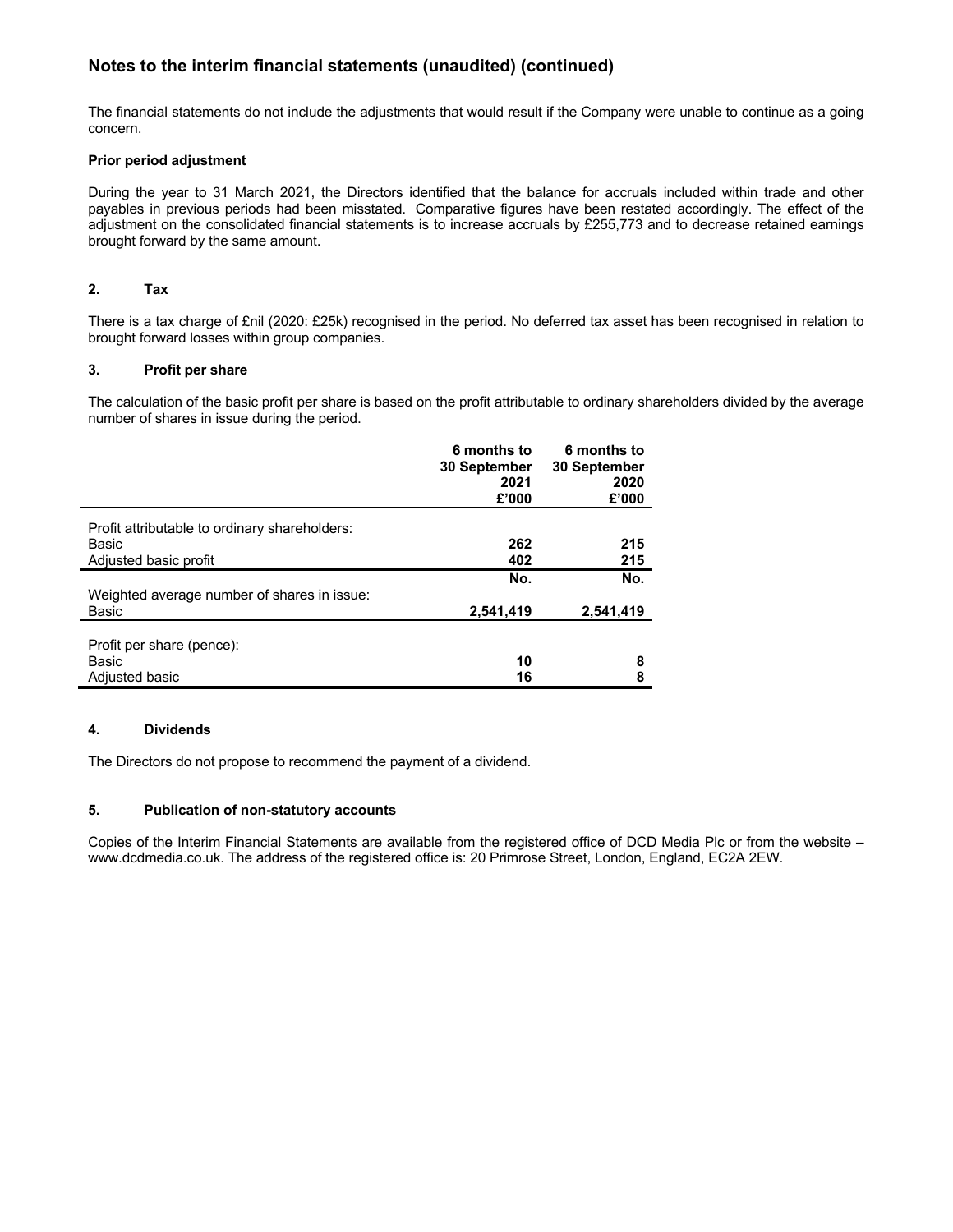## Notes to the interim financial statements (unaudited) (continued)

The financial statements do not include the adjustments that would result if the Company were unable to continue as a going concern.

**Prior period adjustment**

During the year to 31 March 2021, the Directors identified that the balance for accruals included within trade and other payables in previous periods had been misstated. Comparative figures have been restated accordingly. The effect of the adjustment on the consolidated financial statements is to increase accruals by £255,773 and to decrease retained earnings brought forward by the same amount.

### 2. Tax

There is a tax charge of £nil (2020: £25k) recognised in the period. No deferred tax asset has been recognised in relation to brought forward losses within group companies.

### 3. Profit per share

The calculation of the basic profit per share is based on the profit attributable to ordinary shareholders divided by the average number of shares in issue during the period.

| | 6 months to 30 September 2021 £'000 | 6 months to 30 September 2020 £'000 |
|---|---|---|
| Profit attributable to ordinary shareholders: | | |
| Basic | 262 | 215 |
| Adjusted basic profit | 402 | 215 |
| | No. | No. |
| Weighted average number of shares in issue: | | |
| Basic | 2,541,419 | 2,541,419 |
| Profit per share (pence): | | |
| Basic | 10 | 8 |
| Adjusted basic | 16 | 8 |

### 4. Dividends

The Directors do not propose to recommend the payment of a dividend.

### 5. Publication of non-statutory accounts

Copies of the Interim Financial Statements are available from the registered office of DCD Media Plc or from the website – www.dcdmedia.co.uk. The address of the registered office is: 20 Primrose Street, London, England, EC2A 2EW.